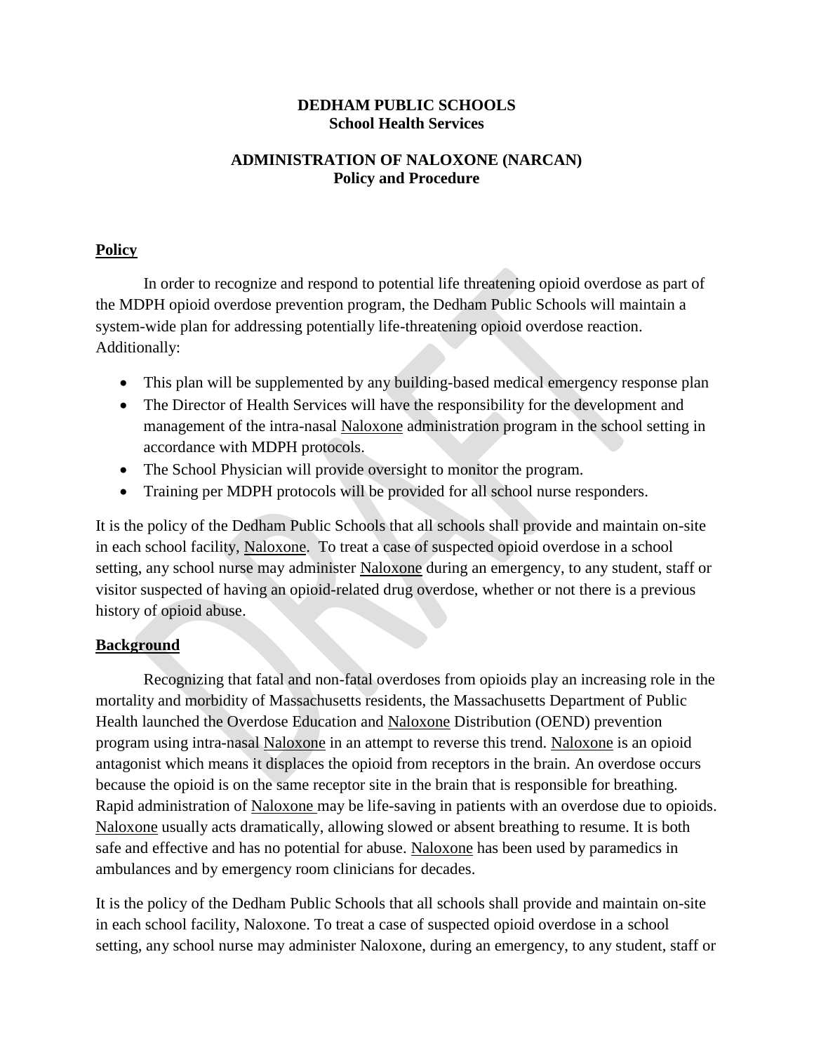**DEDHAM PUBLIC SCHOOLS**
**School Health Services**

**ADMINISTRATION OF NALOXONE (NARCAN)**
**Policy and Procedure**

## Policy

In order to recognize and respond to potential life threatening opioid overdose as part of the MDPH opioid overdose prevention program, the Dedham Public Schools will maintain a system-wide plan for addressing potentially life-threatening opioid overdose reaction. Additionally:

- This plan will be supplemented by any building-based medical emergency response plan
- The Director of Health Services will have the responsibility for the development and management of the intra-nasal Naloxone administration program in the school setting in accordance with MDPH protocols.
- The School Physician will provide oversight to monitor the program.
- Training per MDPH protocols will be provided for all school nurse responders.

It is the policy of the Dedham Public Schools that all schools shall provide and maintain on-site in each school facility, Naloxone. To treat a case of suspected opioid overdose in a school setting, any school nurse may administer Naloxone during an emergency, to any student, staff or visitor suspected of having an opioid-related drug overdose, whether or not there is a previous history of opioid abuse.

## Background

Recognizing that fatal and non-fatal overdoses from opioids play an increasing role in the mortality and morbidity of Massachusetts residents, the Massachusetts Department of Public Health launched the Overdose Education and Naloxone Distribution (OEND) prevention program using intra-nasal Naloxone in an attempt to reverse this trend. Naloxone is an opioid antagonist which means it displaces the opioid from receptors in the brain. An overdose occurs because the opioid is on the same receptor site in the brain that is responsible for breathing. Rapid administration of Naloxone may be life-saving in patients with an overdose due to opioids. Naloxone usually acts dramatically, allowing slowed or absent breathing to resume. It is both safe and effective and has no potential for abuse. Naloxone has been used by paramedics in ambulances and by emergency room clinicians for decades.

It is the policy of the Dedham Public Schools that all schools shall provide and maintain on-site in each school facility, Naloxone. To treat a case of suspected opioid overdose in a school setting, any school nurse may administer Naloxone, during an emergency, to any student, staff or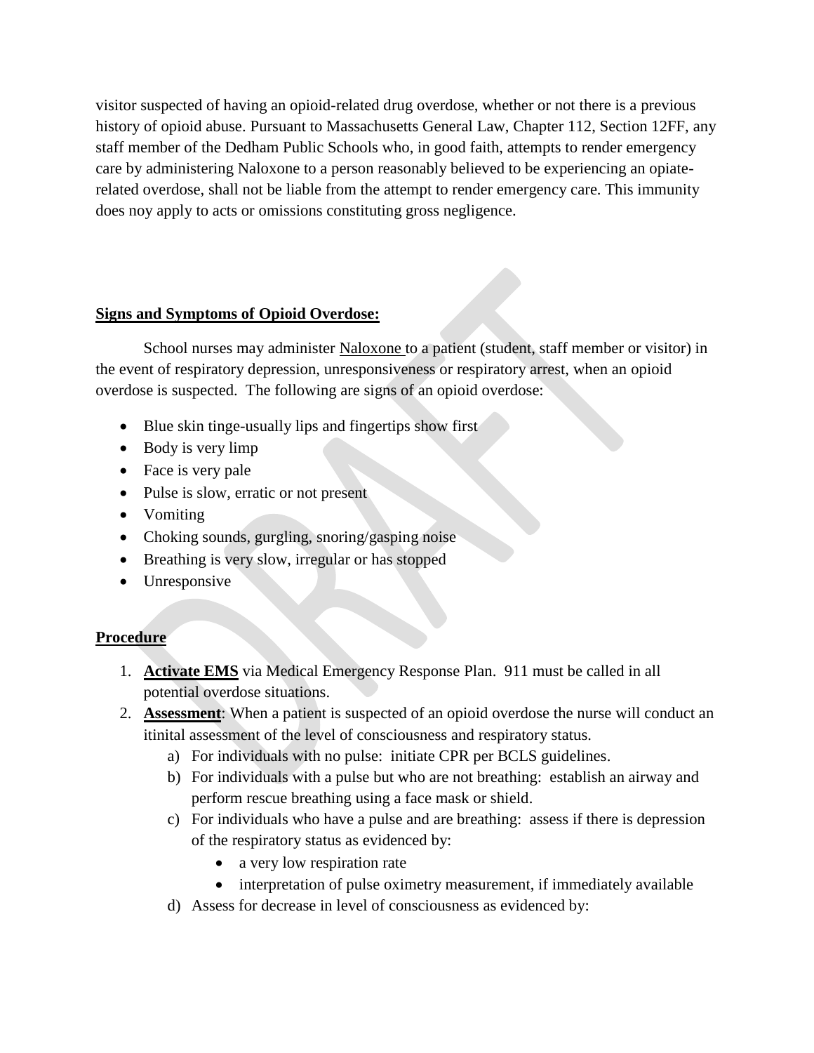visitor suspected of having an opioid-related drug overdose, whether or not there is a previous history of opioid abuse. Pursuant to Massachusetts General Law, Chapter 112, Section 12FF, any staff member of the Dedham Public Schools who, in good faith, attempts to render emergency care by administering Naloxone to a person reasonably believed to be experiencing an opiate-related overdose, shall not be liable from the attempt to render emergency care. This immunity does noy apply to acts or omissions constituting gross negligence.

**Signs and Symptoms of Opioid Overdose:**

School nurses may administer Naloxone to a patient (student, staff member or visitor) in the event of respiratory depression, unresponsiveness or respiratory arrest, when an opioid overdose is suspected. The following are signs of an opioid overdose:

- Blue skin tinge-usually lips and fingertips show first
- Body is very limp
- Face is very pale
- Pulse is slow, erratic or not present
- Vomiting
- Choking sounds, gurgling, snoring/gasping noise
- Breathing is very slow, irregular or has stopped
- Unresponsive

**Procedure**

1. **Activate EMS** via Medical Emergency Response Plan. 911 must be called in all potential overdose situations.
2. **Assessment**: When a patient is suspected of an opioid overdose the nurse will conduct an itinital assessment of the level of consciousness and respiratory status.
   a) For individuals with no pulse: initiate CPR per BCLS guidelines.
   b) For individuals with a pulse but who are not breathing: establish an airway and perform rescue breathing using a face mask or shield.
   c) For individuals who have a pulse and are breathing: assess if there is depression of the respiratory status as evidenced by:
      - a very low respiration rate
      - interpretation of pulse oximetry measurement, if immediately available
   d) Assess for decrease in level of consciousness as evidenced by: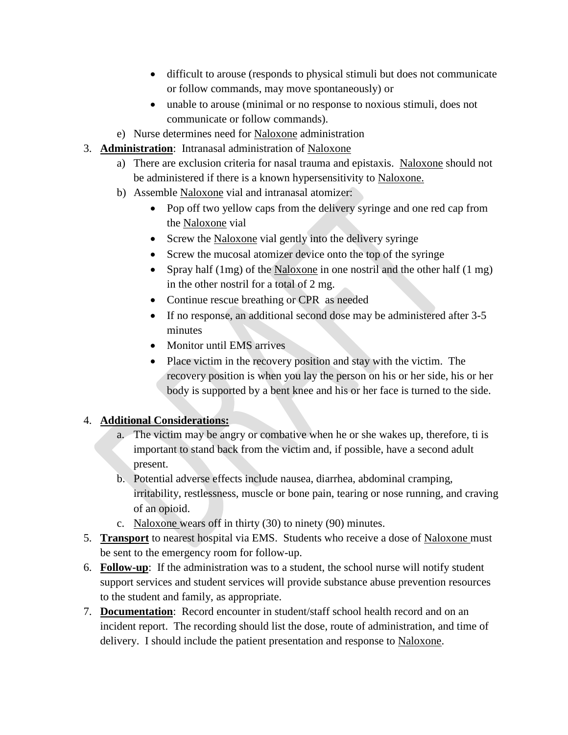- difficult to arouse (responds to physical stimuli but does not communicate or follow commands, may move spontaneously) or
- unable to arouse (minimal or no response to noxious stimuli, does not communicate or follow commands).

e) Nurse determines need for Naloxone administration

3. **Administration**: Intranasal administration of Naloxone
   a) There are exclusion criteria for nasal trauma and epistaxis. Naloxone should not be administered if there is a known hypersensitivity to Naloxone.
   b) Assemble Naloxone vial and intranasal atomizer:
      - Pop off two yellow caps from the delivery syringe and one red cap from the Naloxone vial
      - Screw the Naloxone vial gently into the delivery syringe
      - Screw the mucosal atomizer device onto the top of the syringe
      - Spray half (1mg) of the Naloxone in one nostril and the other half (1 mg) in the other nostril for a total of 2 mg.
      - Continue rescue breathing or CPR as needed
      - If no response, an additional second dose may be administered after 3-5 minutes
      - Monitor until EMS arrives
      - Place victim in the recovery position and stay with the victim. The recovery position is when you lay the person on his or her side, his or her body is supported by a bent knee and his or her face is turned to the side.

4. **Additional Considerations:**
   a. The victim may be angry or combative when he or she wakes up, therefore, ti is important to stand back from the victim and, if possible, have a second adult present.
   b. Potential adverse effects include nausea, diarrhea, abdominal cramping, irritability, restlessness, muscle or bone pain, tearing or nose running, and craving of an opioid.
   c. Naloxone wears off in thirty (30) to ninety (90) minutes.
5. **Transport** to nearest hospital via EMS. Students who receive a dose of Naloxone must be sent to the emergency room for follow-up.
6. **Follow-up**: If the administration was to a student, the school nurse will notify student support services and student services will provide substance abuse prevention resources to the student and family, as appropriate.
7. **Documentation**: Record encounter in student/staff school health record and on an incident report. The recording should list the dose, route of administration, and time of delivery. I should include the patient presentation and response to Naloxone.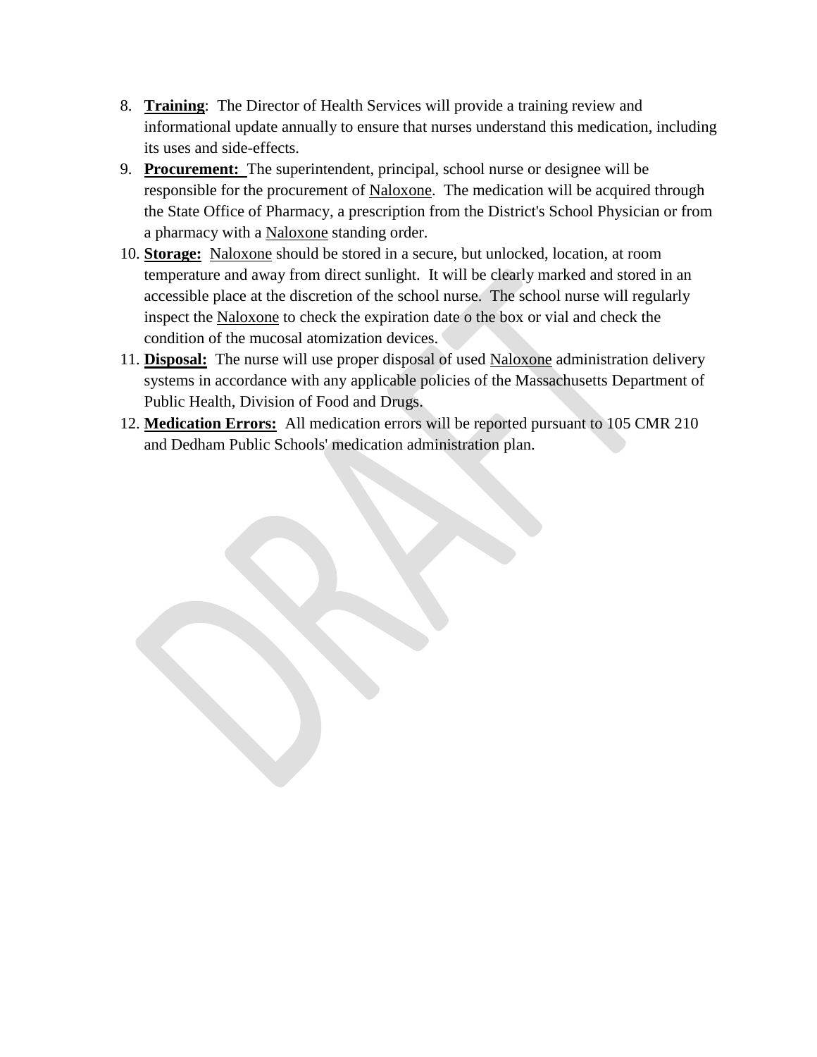8. **Training**: The Director of Health Services will provide a training review and informational update annually to ensure that nurses understand this medication, including its uses and side-effects.
9. **Procurement:** The superintendent, principal, school nurse or designee will be responsible for the procurement of Naloxone. The medication will be acquired through the State Office of Pharmacy, a prescription from the District's School Physician or from a pharmacy with a Naloxone standing order.
10. **Storage:** Naloxone should be stored in a secure, but unlocked, location, at room temperature and away from direct sunlight. It will be clearly marked and stored in an accessible place at the discretion of the school nurse. The school nurse will regularly inspect the Naloxone to check the expiration date o the box or vial and check the condition of the mucosal atomization devices.
11. **Disposal:** The nurse will use proper disposal of used Naloxone administration delivery systems in accordance with any applicable policies of the Massachusetts Department of Public Health, Division of Food and Drugs.
12. **Medication Errors:** All medication errors will be reported pursuant to 105 CMR 210 and Dedham Public Schools' medication administration plan.